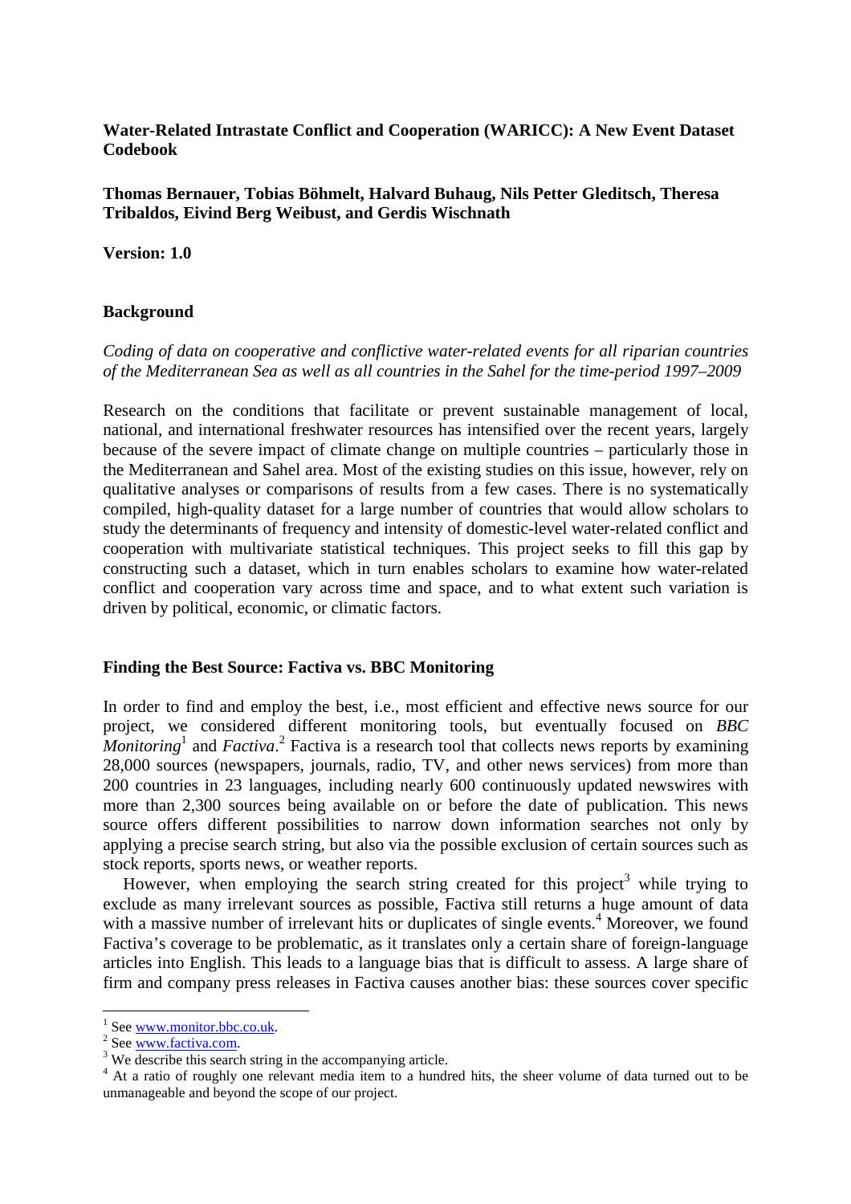**Water-Related Intrastate Conflict and Cooperation (WARICC): A New Event Dataset Codebook**

**Thomas Bernauer, Tobias Böhmelt, Halvard Buhaug, Nils Petter Gleditsch, Theresa Tribaldos, Eivind Berg Weibust, and Gerdis Wischnath**

**Version: 1.0**

## Background

*Coding of data on cooperative and conflictive water-related events for all riparian countries of the Mediterranean Sea as well as all countries in the Sahel for the time-period 1997–2009*

Research on the conditions that facilitate or prevent sustainable management of local, national, and international freshwater resources has intensified over the recent years, largely because of the severe impact of climate change on multiple countries – particularly those in the Mediterranean and Sahel area. Most of the existing studies on this issue, however, rely on qualitative analyses or comparisons of results from a few cases. There is no systematically compiled, high-quality dataset for a large number of countries that would allow scholars to study the determinants of frequency and intensity of domestic-level water-related conflict and cooperation with multivariate statistical techniques. This project seeks to fill this gap by constructing such a dataset, which in turn enables scholars to examine how water-related conflict and cooperation vary across time and space, and to what extent such variation is driven by political, economic, or climatic factors.

## Finding the Best Source: Factiva vs. BBC Monitoring

In order to find and employ the best, i.e., most efficient and effective news source for our project, we considered different monitoring tools, but eventually focused on *BBC Monitoring*[1] and *Factiva*.[2] Factiva is a research tool that collects news reports by examining 28,000 sources (newspapers, journals, radio, TV, and other news services) from more than 200 countries in 23 languages, including nearly 600 continuously updated newswires with more than 2,300 sources being available on or before the date of publication. This news source offers different possibilities to narrow down information searches not only by applying a precise search string, but also via the possible exclusion of certain sources such as stock reports, sports news, or weather reports.

However, when employing the search string created for this project[3] while trying to exclude as many irrelevant sources as possible, Factiva still returns a huge amount of data with a massive number of irrelevant hits or duplicates of single events.[4] Moreover, we found Factiva's coverage to be problematic, as it translates only a certain share of foreign-language articles into English. This leads to a language bias that is difficult to assess. A large share of firm and company press releases in Factiva causes another bias: these sources cover specific

---

[1] See www.monitor.bbc.co.uk.

[2] See www.factiva.com.

[3] We describe this search string in the accompanying article.

[4] At a ratio of roughly one relevant media item to a hundred hits, the sheer volume of data turned out to be unmanageable and beyond the scope of our project.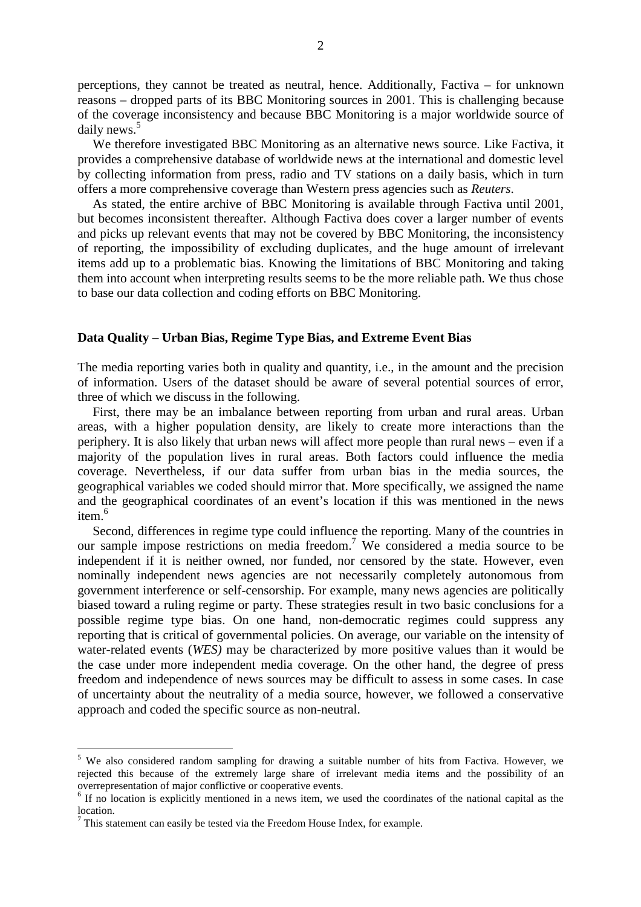perceptions, they cannot be treated as neutral, hence. Additionally, Factiva – for unknown reasons – dropped parts of its BBC Monitoring sources in 2001. This is challenging because of the coverage inconsistency and because BBC Monitoring is a major worldwide source of daily news.[5]

We therefore investigated BBC Monitoring as an alternative news source. Like Factiva, it provides a comprehensive database of worldwide news at the international and domestic level by collecting information from press, radio and TV stations on a daily basis, which in turn offers a more comprehensive coverage than Western press agencies such as *Reuters*.

As stated, the entire archive of BBC Monitoring is available through Factiva until 2001, but becomes inconsistent thereafter. Although Factiva does cover a larger number of events and picks up relevant events that may not be covered by BBC Monitoring, the inconsistency of reporting, the impossibility of excluding duplicates, and the huge amount of irrelevant items add up to a problematic bias. Knowing the limitations of BBC Monitoring and taking them into account when interpreting results seems to be the more reliable path. We thus chose to base our data collection and coding efforts on BBC Monitoring.

**Data Quality – Urban Bias, Regime Type Bias, and Extreme Event Bias**

The media reporting varies both in quality and quantity, i.e., in the amount and the precision of information. Users of the dataset should be aware of several potential sources of error, three of which we discuss in the following.

First, there may be an imbalance between reporting from urban and rural areas. Urban areas, with a higher population density, are likely to create more interactions than the periphery. It is also likely that urban news will affect more people than rural news – even if a majority of the population lives in rural areas. Both factors could influence the media coverage. Nevertheless, if our data suffer from urban bias in the media sources, the geographical variables we coded should mirror that. More specifically, we assigned the name and the geographical coordinates of an event's location if this was mentioned in the news item.[6]

Second, differences in regime type could influence the reporting. Many of the countries in our sample impose restrictions on media freedom.[7] We considered a media source to be independent if it is neither owned, nor funded, nor censored by the state. However, even nominally independent news agencies are not necessarily completely autonomous from government interference or self-censorship. For example, many news agencies are politically biased toward a ruling regime or party. These strategies result in two basic conclusions for a possible regime type bias. On one hand, non-democratic regimes could suppress any reporting that is critical of governmental policies. On average, our variable on the intensity of water-related events (*WES)* may be characterized by more positive values than it would be the case under more independent media coverage. On the other hand, the degree of press freedom and independence of news sources may be difficult to assess in some cases. In case of uncertainty about the neutrality of a media source, however, we followed a conservative approach and coded the specific source as non-neutral.

---

[5] We also considered random sampling for drawing a suitable number of hits from Factiva. However, we rejected this because of the extremely large share of irrelevant media items and the possibility of an overrepresentation of major conflictive or cooperative events.

[6] If no location is explicitly mentioned in a news item, we used the coordinates of the national capital as the location.

[7] This statement can easily be tested via the Freedom House Index, for example.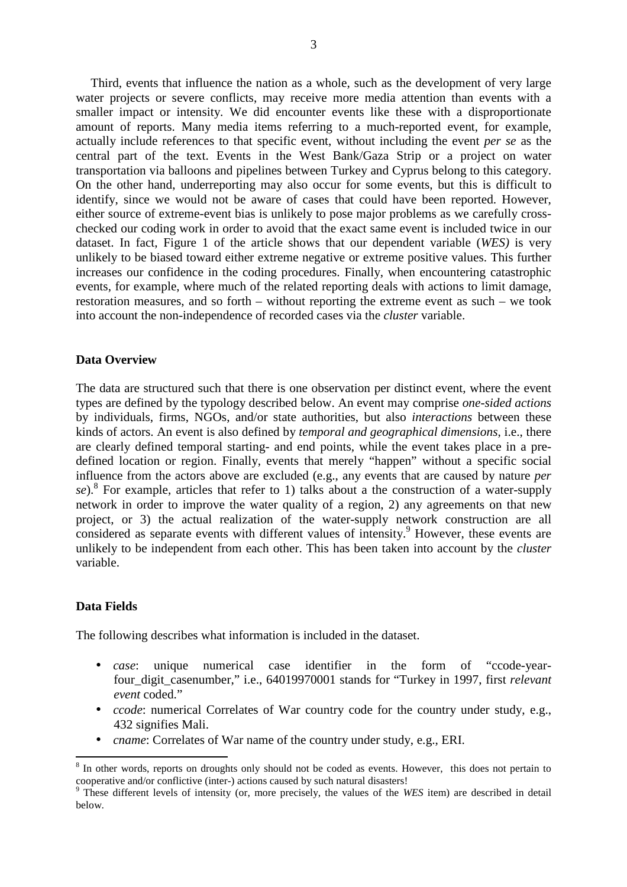Third, events that influence the nation as a whole, such as the development of very large water projects or severe conflicts, may receive more media attention than events with a smaller impact or intensity. We did encounter events like these with a disproportionate amount of reports. Many media items referring to a much-reported event, for example, actually include references to that specific event, without including the event *per se* as the central part of the text. Events in the West Bank/Gaza Strip or a project on water transportation via balloons and pipelines between Turkey and Cyprus belong to this category. On the other hand, underreporting may also occur for some events, but this is difficult to identify, since we would not be aware of cases that could have been reported. However, either source of extreme-event bias is unlikely to pose major problems as we carefully cross-checked our coding work in order to avoid that the exact same event is included twice in our dataset. In fact, Figure 1 of the article shows that our dependent variable (*WES)* is very unlikely to be biased toward either extreme negative or extreme positive values. This further increases our confidence in the coding procedures. Finally, when encountering catastrophic events, for example, where much of the related reporting deals with actions to limit damage, restoration measures, and so forth – without reporting the extreme event as such – we took into account the non-independence of recorded cases via the *cluster* variable.

**Data Overview**

The data are structured such that there is one observation per distinct event, where the event types are defined by the typology described below. An event may comprise *one-sided actions* by individuals, firms, NGOs, and/or state authorities, but also *interactions* between these kinds of actors. An event is also defined by *temporal and geographical dimensions*, i.e., there are clearly defined temporal starting- and end points, while the event takes place in a pre-defined location or region. Finally, events that merely "happen" without a specific social influence from the actors above are excluded (e.g., any events that are caused by nature *per se*).[8] For example, articles that refer to 1) talks about a the construction of a water-supply network in order to improve the water quality of a region, 2) any agreements on that new project, or 3) the actual realization of the water-supply network construction are all considered as separate events with different values of intensity.[9] However, these events are unlikely to be independent from each other. This has been taken into account by the *cluster* variable.

**Data Fields**

The following describes what information is included in the dataset.

- *case*: unique numerical case identifier in the form of "ccode-year-four_digit_casenumber," i.e., 64019970001 stands for "Turkey in 1997, first *relevant event* coded."
- *ccode*: numerical Correlates of War country code for the country under study, e.g., 432 signifies Mali.
- *cname*: Correlates of War name of the country under study, e.g., ERI.

[8] In other words, reports on droughts only should not be coded as events. However, this does not pertain to cooperative and/or conflictive (inter-) actions caused by such natural disasters!

[9] These different levels of intensity (or, more precisely, the values of the *WES* item) are described in detail below.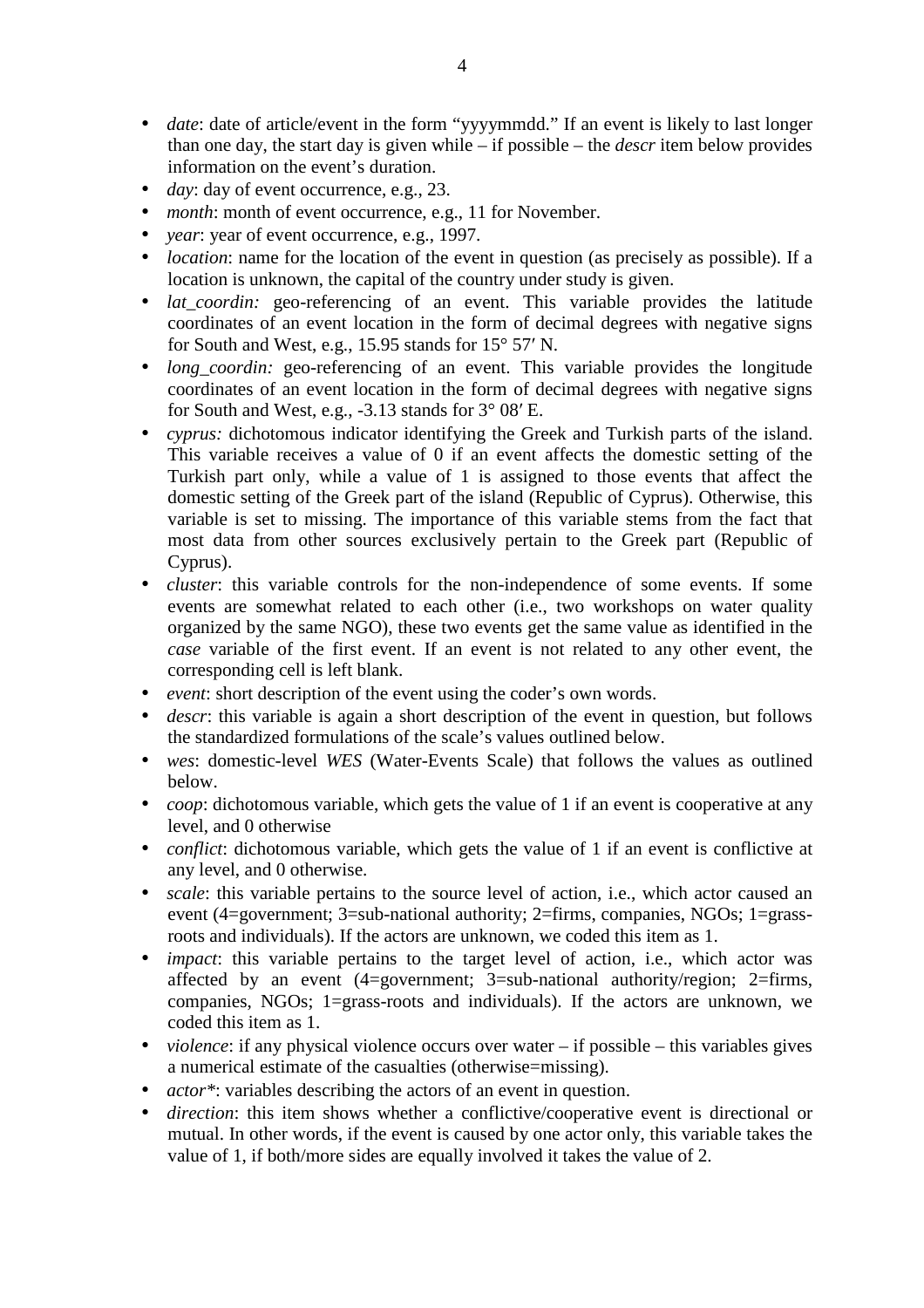- *date*: date of article/event in the form "yyyymmdd." If an event is likely to last longer than one day, the start day is given while – if possible – the *descr* item below provides information on the event's duration.
- *day*: day of event occurrence, e.g., 23.
- *month*: month of event occurrence, e.g., 11 for November.
- *year*: year of event occurrence, e.g., 1997.
- *location*: name for the location of the event in question (as precisely as possible). If a location is unknown, the capital of the country under study is given.
- *lat_coordin:* geo-referencing of an event. This variable provides the latitude coordinates of an event location in the form of decimal degrees with negative signs for South and West, e.g., 15.95 stands for 15° 57′ N.
- *long_coordin:* geo-referencing of an event. This variable provides the longitude coordinates of an event location in the form of decimal degrees with negative signs for South and West, e.g., -3.13 stands for 3° 08′ E.
- *cyprus:* dichotomous indicator identifying the Greek and Turkish parts of the island. This variable receives a value of 0 if an event affects the domestic setting of the Turkish part only, while a value of 1 is assigned to those events that affect the domestic setting of the Greek part of the island (Republic of Cyprus). Otherwise, this variable is set to missing. The importance of this variable stems from the fact that most data from other sources exclusively pertain to the Greek part (Republic of Cyprus).
- *cluster*: this variable controls for the non-independence of some events. If some events are somewhat related to each other (i.e., two workshops on water quality organized by the same NGO), these two events get the same value as identified in the *case* variable of the first event. If an event is not related to any other event, the corresponding cell is left blank.
- *event*: short description of the event using the coder's own words.
- *descr*: this variable is again a short description of the event in question, but follows the standardized formulations of the scale's values outlined below.
- *wes*: domestic-level *WES* (Water-Events Scale) that follows the values as outlined below.
- *coop*: dichotomous variable, which gets the value of 1 if an event is cooperative at any level, and 0 otherwise
- *conflict*: dichotomous variable, which gets the value of 1 if an event is conflictive at any level, and 0 otherwise.
- *scale*: this variable pertains to the source level of action, i.e., which actor caused an event (4=government; 3=sub-national authority; 2=firms, companies, NGOs; 1=grass-roots and individuals). If the actors are unknown, we coded this item as 1.
- *impact*: this variable pertains to the target level of action, i.e., which actor was affected by an event (4=government; 3=sub-national authority/region; 2=firms, companies, NGOs; 1=grass-roots and individuals). If the actors are unknown, we coded this item as 1.
- *violence*: if any physical violence occurs over water – if possible – this variables gives a numerical estimate of the casualties (otherwise=missing).
- *actor**: variables describing the actors of an event in question.
- *direction*: this item shows whether a conflictive/cooperative event is directional or mutual. In other words, if the event is caused by one actor only, this variable takes the value of 1, if both/more sides are equally involved it takes the value of 2.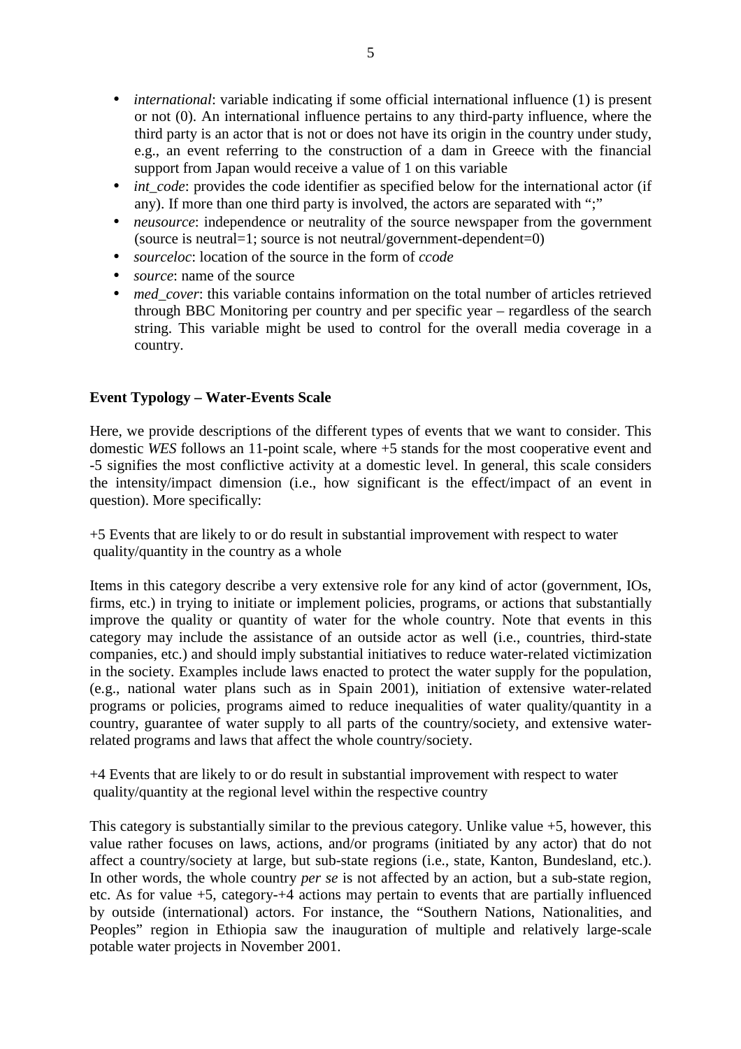- *international*: variable indicating if some official international influence (1) is present or not (0). An international influence pertains to any third-party influence, where the third party is an actor that is not or does not have its origin in the country under study, e.g., an event referring to the construction of a dam in Greece with the financial support from Japan would receive a value of 1 on this variable
- *int_code*: provides the code identifier as specified below for the international actor (if any). If more than one third party is involved, the actors are separated with ";"
- *neusource*: independence or neutrality of the source newspaper from the government (source is neutral=1; source is not neutral/government-dependent=0)
- *sourceloc*: location of the source in the form of *ccode*
- *source*: name of the source
- *med_cover*: this variable contains information on the total number of articles retrieved through BBC Monitoring per country and per specific year – regardless of the search string. This variable might be used to control for the overall media coverage in a country.

**Event Typology – Water-Events Scale**

Here, we provide descriptions of the different types of events that we want to consider. This domestic *WES* follows an 11-point scale, where +5 stands for the most cooperative event and -5 signifies the most conflictive activity at a domestic level. In general, this scale considers the intensity/impact dimension (i.e., how significant is the effect/impact of an event in question). More specifically:

+5 Events that are likely to or do result in substantial improvement with respect to water quality/quantity in the country as a whole

Items in this category describe a very extensive role for any kind of actor (government, IOs, firms, etc.) in trying to initiate or implement policies, programs, or actions that substantially improve the quality or quantity of water for the whole country. Note that events in this category may include the assistance of an outside actor as well (i.e., countries, third-state companies, etc.) and should imply substantial initiatives to reduce water-related victimization in the society. Examples include laws enacted to protect the water supply for the population, (e.g., national water plans such as in Spain 2001), initiation of extensive water-related programs or policies, programs aimed to reduce inequalities of water quality/quantity in a country, guarantee of water supply to all parts of the country/society, and extensive water-related programs and laws that affect the whole country/society.

+4 Events that are likely to or do result in substantial improvement with respect to water quality/quantity at the regional level within the respective country

This category is substantially similar to the previous category. Unlike value +5, however, this value rather focuses on laws, actions, and/or programs (initiated by any actor) that do not affect a country/society at large, but sub-state regions (i.e., state, Kanton, Bundesland, etc.). In other words, the whole country *per se* is not affected by an action, but a sub-state region, etc. As for value +5, category-+4 actions may pertain to events that are partially influenced by outside (international) actors. For instance, the "Southern Nations, Nationalities, and Peoples" region in Ethiopia saw the inauguration of multiple and relatively large-scale potable water projects in November 2001.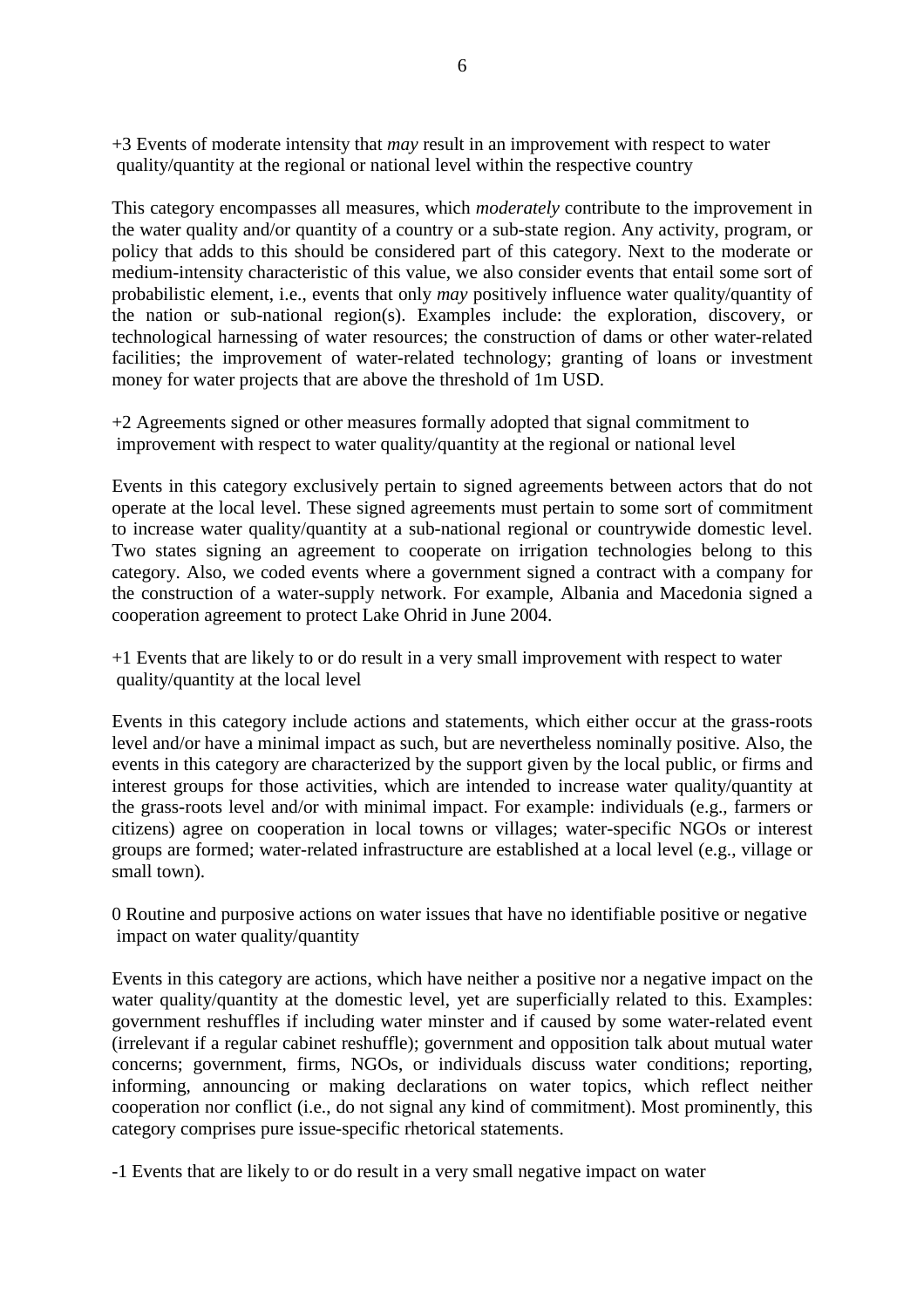+3 Events of moderate intensity that *may* result in an improvement with respect to water quality/quantity at the regional or national level within the respective country

This category encompasses all measures, which *moderately* contribute to the improvement in the water quality and/or quantity of a country or a sub-state region. Any activity, program, or policy that adds to this should be considered part of this category. Next to the moderate or medium-intensity characteristic of this value, we also consider events that entail some sort of probabilistic element, i.e., events that only *may* positively influence water quality/quantity of the nation or sub-national region(s). Examples include: the exploration, discovery, or technological harnessing of water resources; the construction of dams or other water-related facilities; the improvement of water-related technology; granting of loans or investment money for water projects that are above the threshold of 1m USD.

+2 Agreements signed or other measures formally adopted that signal commitment to improvement with respect to water quality/quantity at the regional or national level

Events in this category exclusively pertain to signed agreements between actors that do not operate at the local level. These signed agreements must pertain to some sort of commitment to increase water quality/quantity at a sub-national regional or countrywide domestic level. Two states signing an agreement to cooperate on irrigation technologies belong to this category. Also, we coded events where a government signed a contract with a company for the construction of a water-supply network. For example, Albania and Macedonia signed a cooperation agreement to protect Lake Ohrid in June 2004.

+1 Events that are likely to or do result in a very small improvement with respect to water quality/quantity at the local level

Events in this category include actions and statements, which either occur at the grass-roots level and/or have a minimal impact as such, but are nevertheless nominally positive. Also, the events in this category are characterized by the support given by the local public, or firms and interest groups for those activities, which are intended to increase water quality/quantity at the grass-roots level and/or with minimal impact. For example: individuals (e.g., farmers or citizens) agree on cooperation in local towns or villages; water-specific NGOs or interest groups are formed; water-related infrastructure are established at a local level (e.g., village or small town).

0 Routine and purposive actions on water issues that have no identifiable positive or negative impact on water quality/quantity

Events in this category are actions, which have neither a positive nor a negative impact on the water quality/quantity at the domestic level, yet are superficially related to this. Examples: government reshuffles if including water minster and if caused by some water-related event (irrelevant if a regular cabinet reshuffle); government and opposition talk about mutual water concerns; government, firms, NGOs, or individuals discuss water conditions; reporting, informing, announcing or making declarations on water topics, which reflect neither cooperation nor conflict (i.e., do not signal any kind of commitment). Most prominently, this category comprises pure issue-specific rhetorical statements.

-1 Events that are likely to or do result in a very small negative impact on water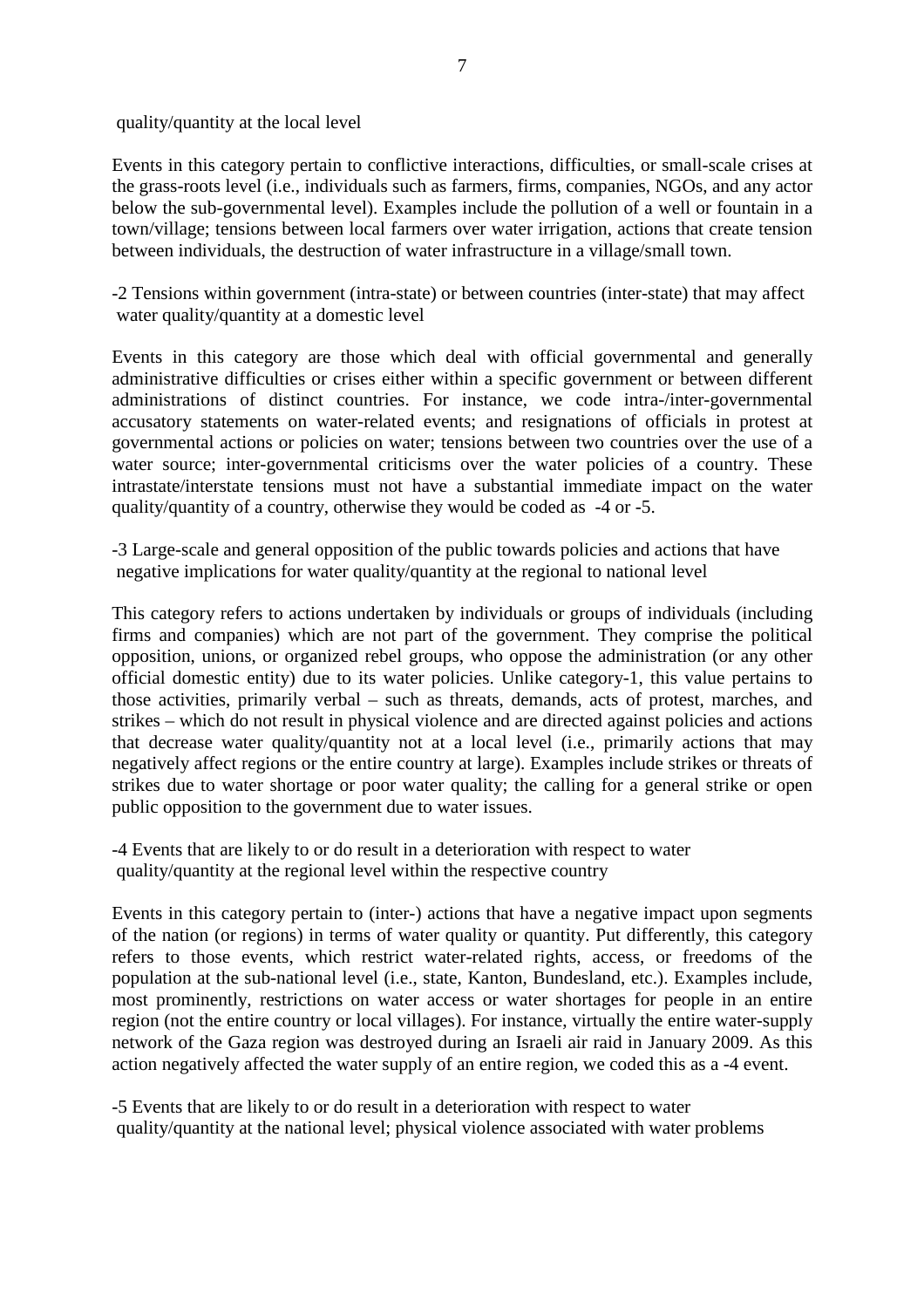quality/quantity at the local level

Events in this category pertain to conflictive interactions, difficulties, or small-scale crises at the grass-roots level (i.e., individuals such as farmers, firms, companies, NGOs, and any actor below the sub-governmental level). Examples include the pollution of a well or fountain in a town/village; tensions between local farmers over water irrigation, actions that create tension between individuals, the destruction of water infrastructure in a village/small town.

-2 Tensions within government (intra-state) or between countries (inter-state) that may affect water quality/quantity at a domestic level

Events in this category are those which deal with official governmental and generally administrative difficulties or crises either within a specific government or between different administrations of distinct countries. For instance, we code intra-/inter-governmental accusatory statements on water-related events; and resignations of officials in protest at governmental actions or policies on water; tensions between two countries over the use of a water source; inter-governmental criticisms over the water policies of a country. These intrastate/interstate tensions must not have a substantial immediate impact on the water quality/quantity of a country, otherwise they would be coded as -4 or -5.

-3 Large-scale and general opposition of the public towards policies and actions that have negative implications for water quality/quantity at the regional to national level

This category refers to actions undertaken by individuals or groups of individuals (including firms and companies) which are not part of the government. They comprise the political opposition, unions, or organized rebel groups, who oppose the administration (or any other official domestic entity) due to its water policies. Unlike category-1, this value pertains to those activities, primarily verbal – such as threats, demands, acts of protest, marches, and strikes – which do not result in physical violence and are directed against policies and actions that decrease water quality/quantity not at a local level (i.e., primarily actions that may negatively affect regions or the entire country at large). Examples include strikes or threats of strikes due to water shortage or poor water quality; the calling for a general strike or open public opposition to the government due to water issues.

-4 Events that are likely to or do result in a deterioration with respect to water quality/quantity at the regional level within the respective country

Events in this category pertain to (inter-) actions that have a negative impact upon segments of the nation (or regions) in terms of water quality or quantity. Put differently, this category refers to those events, which restrict water-related rights, access, or freedoms of the population at the sub-national level (i.e., state, Kanton, Bundesland, etc.). Examples include, most prominently, restrictions on water access or water shortages for people in an entire region (not the entire country or local villages). For instance, virtually the entire water-supply network of the Gaza region was destroyed during an Israeli air raid in January 2009. As this action negatively affected the water supply of an entire region, we coded this as a -4 event.

-5 Events that are likely to or do result in a deterioration with respect to water quality/quantity at the national level; physical violence associated with water problems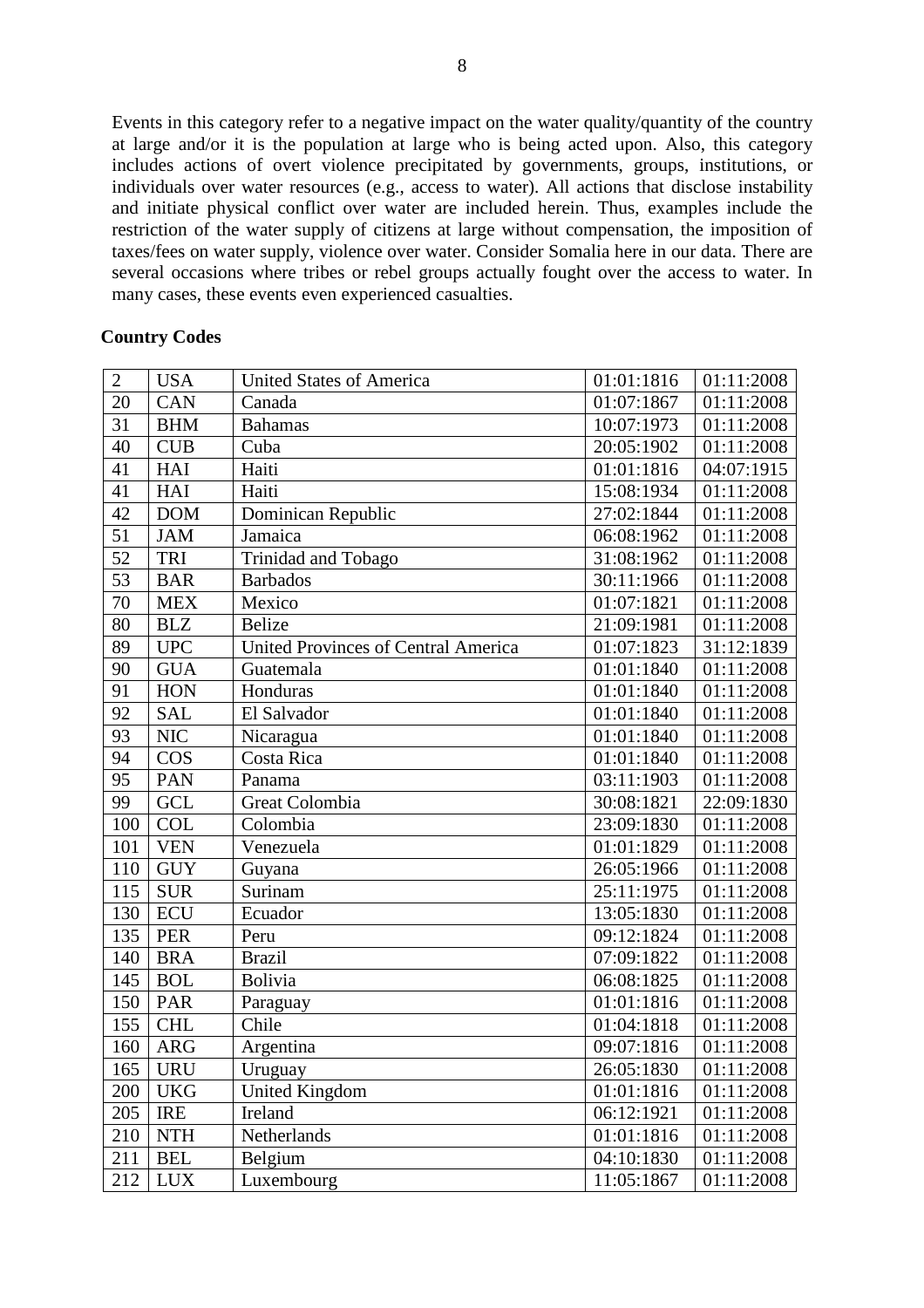Events in this category refer to a negative impact on the water quality/quantity of the country at large and/or it is the population at large who is being acted upon. Also, this category includes actions of overt violence precipitated by governments, groups, institutions, or individuals over water resources (e.g., access to water). All actions that disclose instability and initiate physical conflict over water are included herein. Thus, examples include the restriction of the water supply of citizens at large without compensation, the imposition of taxes/fees on water supply, violence over water. Consider Somalia here in our data. There are several occasions where tribes or rebel groups actually fought over the access to water. In many cases, these events even experienced casualties.

## Country Codes

| | | | | |
|---|---|---|---|---|
| 2 | USA | United States of America | 01:01:1816 | 01:11:2008 |
| 20 | CAN | Canada | 01:07:1867 | 01:11:2008 |
| 31 | BHM | Bahamas | 10:07:1973 | 01:11:2008 |
| 40 | CUB | Cuba | 20:05:1902 | 01:11:2008 |
| 41 | HAI | Haiti | 01:01:1816 | 04:07:1915 |
| 41 | HAI | Haiti | 15:08:1934 | 01:11:2008 |
| 42 | DOM | Dominican Republic | 27:02:1844 | 01:11:2008 |
| 51 | JAM | Jamaica | 06:08:1962 | 01:11:2008 |
| 52 | TRI | Trinidad and Tobago | 31:08:1962 | 01:11:2008 |
| 53 | BAR | Barbados | 30:11:1966 | 01:11:2008 |
| 70 | MEX | Mexico | 01:07:1821 | 01:11:2008 |
| 80 | BLZ | Belize | 21:09:1981 | 01:11:2008 |
| 89 | UPC | United Provinces of Central America | 01:07:1823 | 31:12:1839 |
| 90 | GUA | Guatemala | 01:01:1840 | 01:11:2008 |
| 91 | HON | Honduras | 01:01:1840 | 01:11:2008 |
| 92 | SAL | El Salvador | 01:01:1840 | 01:11:2008 |
| 93 | NIC | Nicaragua | 01:01:1840 | 01:11:2008 |
| 94 | COS | Costa Rica | 01:01:1840 | 01:11:2008 |
| 95 | PAN | Panama | 03:11:1903 | 01:11:2008 |
| 99 | GCL | Great Colombia | 30:08:1821 | 22:09:1830 |
| 100 | COL | Colombia | 23:09:1830 | 01:11:2008 |
| 101 | VEN | Venezuela | 01:01:1829 | 01:11:2008 |
| 110 | GUY | Guyana | 26:05:1966 | 01:11:2008 |
| 115 | SUR | Surinam | 25:11:1975 | 01:11:2008 |
| 130 | ECU | Ecuador | 13:05:1830 | 01:11:2008 |
| 135 | PER | Peru | 09:12:1824 | 01:11:2008 |
| 140 | BRA | Brazil | 07:09:1822 | 01:11:2008 |
| 145 | BOL | Bolivia | 06:08:1825 | 01:11:2008 |
| 150 | PAR | Paraguay | 01:01:1816 | 01:11:2008 |
| 155 | CHL | Chile | 01:04:1818 | 01:11:2008 |
| 160 | ARG | Argentina | 09:07:1816 | 01:11:2008 |
| 165 | URU | Uruguay | 26:05:1830 | 01:11:2008 |
| 200 | UKG | United Kingdom | 01:01:1816 | 01:11:2008 |
| 205 | IRE | Ireland | 06:12:1921 | 01:11:2008 |
| 210 | NTH | Netherlands | 01:01:1816 | 01:11:2008 |
| 211 | BEL | Belgium | 04:10:1830 | 01:11:2008 |
| 212 | LUX | Luxembourg | 11:05:1867 | 01:11:2008 |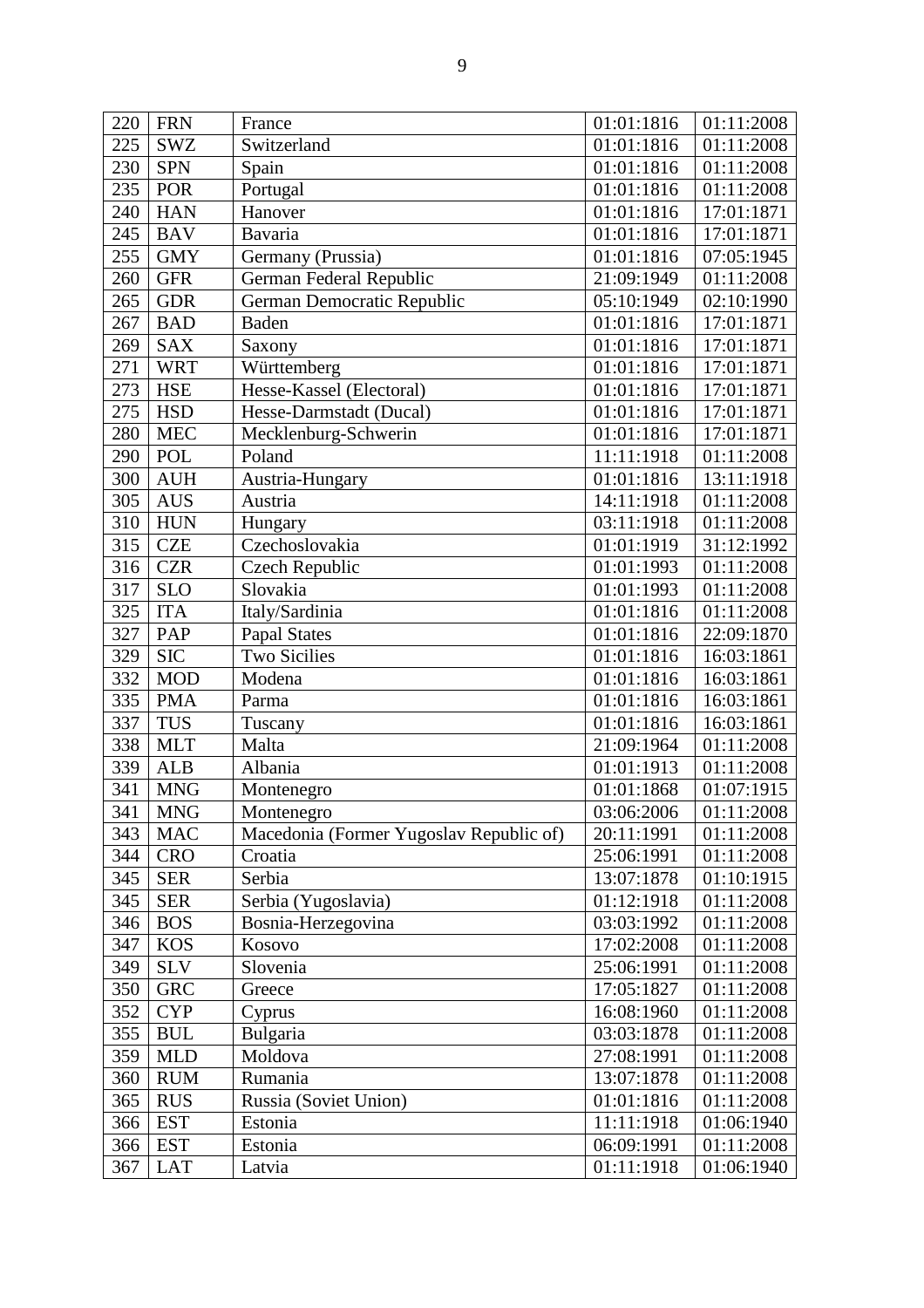| 220 | FRN | France | 01:01:1816 | 01:11:2008 |
|---|---|---|---|---|
| 225 | SWZ | Switzerland | 01:01:1816 | 01:11:2008 |
| 230 | SPN | Spain | 01:01:1816 | 01:11:2008 |
| 235 | POR | Portugal | 01:01:1816 | 01:11:2008 |
| 240 | HAN | Hanover | 01:01:1816 | 17:01:1871 |
| 245 | BAV | Bavaria | 01:01:1816 | 17:01:1871 |
| 255 | GMY | Germany (Prussia) | 01:01:1816 | 07:05:1945 |
| 260 | GFR | German Federal Republic | 21:09:1949 | 01:11:2008 |
| 265 | GDR | German Democratic Republic | 05:10:1949 | 02:10:1990 |
| 267 | BAD | Baden | 01:01:1816 | 17:01:1871 |
| 269 | SAX | Saxony | 01:01:1816 | 17:01:1871 |
| 271 | WRT | Württemberg | 01:01:1816 | 17:01:1871 |
| 273 | HSE | Hesse-Kassel (Electoral) | 01:01:1816 | 17:01:1871 |
| 275 | HSD | Hesse-Darmstadt (Ducal) | 01:01:1816 | 17:01:1871 |
| 280 | MEC | Mecklenburg-Schwerin | 01:01:1816 | 17:01:1871 |
| 290 | POL | Poland | 11:11:1918 | 01:11:2008 |
| 300 | AUH | Austria-Hungary | 01:01:1816 | 13:11:1918 |
| 305 | AUS | Austria | 14:11:1918 | 01:11:2008 |
| 310 | HUN | Hungary | 03:11:1918 | 01:11:2008 |
| 315 | CZE | Czechoslovakia | 01:01:1919 | 31:12:1992 |
| 316 | CZR | Czech Republic | 01:01:1993 | 01:11:2008 |
| 317 | SLO | Slovakia | 01:01:1993 | 01:11:2008 |
| 325 | ITA | Italy/Sardinia | 01:01:1816 | 01:11:2008 |
| 327 | PAP | Papal States | 01:01:1816 | 22:09:1870 |
| 329 | SIC | Two Sicilies | 01:01:1816 | 16:03:1861 |
| 332 | MOD | Modena | 01:01:1816 | 16:03:1861 |
| 335 | PMA | Parma | 01:01:1816 | 16:03:1861 |
| 337 | TUS | Tuscany | 01:01:1816 | 16:03:1861 |
| 338 | MLT | Malta | 21:09:1964 | 01:11:2008 |
| 339 | ALB | Albania | 01:01:1913 | 01:11:2008 |
| 341 | MNG | Montenegro | 01:01:1868 | 01:07:1915 |
| 341 | MNG | Montenegro | 03:06:2006 | 01:11:2008 |
| 343 | MAC | Macedonia (Former Yugoslav Republic of) | 20:11:1991 | 01:11:2008 |
| 344 | CRO | Croatia | 25:06:1991 | 01:11:2008 |
| 345 | SER | Serbia | 13:07:1878 | 01:10:1915 |
| 345 | SER | Serbia (Yugoslavia) | 01:12:1918 | 01:11:2008 |
| 346 | BOS | Bosnia-Herzegovina | 03:03:1992 | 01:11:2008 |
| 347 | KOS | Kosovo | 17:02:2008 | 01:11:2008 |
| 349 | SLV | Slovenia | 25:06:1991 | 01:11:2008 |
| 350 | GRC | Greece | 17:05:1827 | 01:11:2008 |
| 352 | CYP | Cyprus | 16:08:1960 | 01:11:2008 |
| 355 | BUL | Bulgaria | 03:03:1878 | 01:11:2008 |
| 359 | MLD | Moldova | 27:08:1991 | 01:11:2008 |
| 360 | RUM | Rumania | 13:07:1878 | 01:11:2008 |
| 365 | RUS | Russia (Soviet Union) | 01:01:1816 | 01:11:2008 |
| 366 | EST | Estonia | 11:11:1918 | 01:06:1940 |
| 366 | EST | Estonia | 06:09:1991 | 01:11:2008 |
| 367 | LAT | Latvia | 01:11:1918 | 01:06:1940 |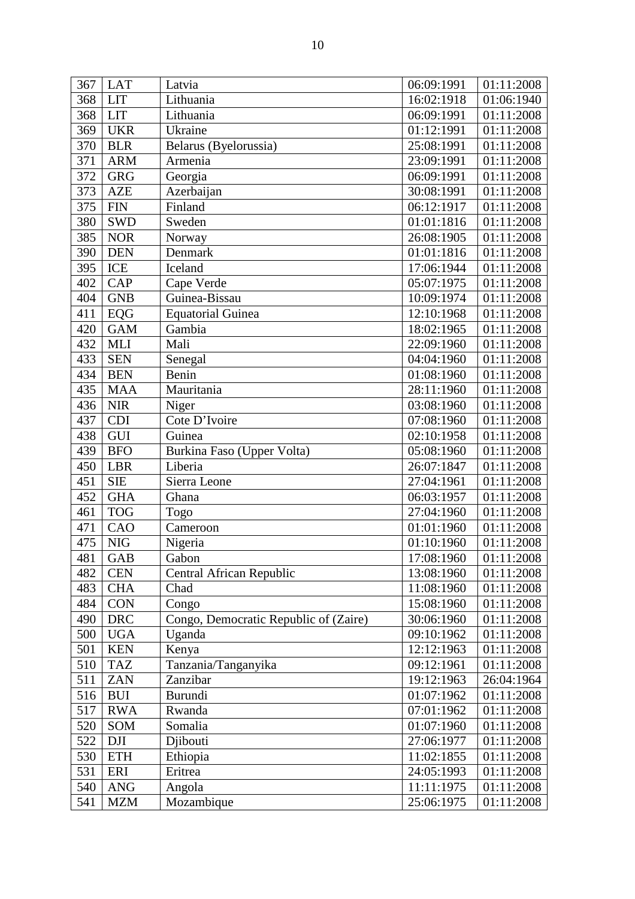| | | | | |
|---|---|---|---|---|
| 367 | LAT | Latvia | 06:09:1991 | 01:11:2008 |
| 368 | LIT | Lithuania | 16:02:1918 | 01:06:1940 |
| 368 | LIT | Lithuania | 06:09:1991 | 01:11:2008 |
| 369 | UKR | Ukraine | 01:12:1991 | 01:11:2008 |
| 370 | BLR | Belarus (Byelorussia) | 25:08:1991 | 01:11:2008 |
| 371 | ARM | Armenia | 23:09:1991 | 01:11:2008 |
| 372 | GRG | Georgia | 06:09:1991 | 01:11:2008 |
| 373 | AZE | Azerbaijan | 30:08:1991 | 01:11:2008 |
| 375 | FIN | Finland | 06:12:1917 | 01:11:2008 |
| 380 | SWD | Sweden | 01:01:1816 | 01:11:2008 |
| 385 | NOR | Norway | 26:08:1905 | 01:11:2008 |
| 390 | DEN | Denmark | 01:01:1816 | 01:11:2008 |
| 395 | ICE | Iceland | 17:06:1944 | 01:11:2008 |
| 402 | CAP | Cape Verde | 05:07:1975 | 01:11:2008 |
| 404 | GNB | Guinea-Bissau | 10:09:1974 | 01:11:2008 |
| 411 | EQG | Equatorial Guinea | 12:10:1968 | 01:11:2008 |
| 420 | GAM | Gambia | 18:02:1965 | 01:11:2008 |
| 432 | MLI | Mali | 22:09:1960 | 01:11:2008 |
| 433 | SEN | Senegal | 04:04:1960 | 01:11:2008 |
| 434 | BEN | Benin | 01:08:1960 | 01:11:2008 |
| 435 | MAA | Mauritania | 28:11:1960 | 01:11:2008 |
| 436 | NIR | Niger | 03:08:1960 | 01:11:2008 |
| 437 | CDI | Cote D'Ivoire | 07:08:1960 | 01:11:2008 |
| 438 | GUI | Guinea | 02:10:1958 | 01:11:2008 |
| 439 | BFO | Burkina Faso (Upper Volta) | 05:08:1960 | 01:11:2008 |
| 450 | LBR | Liberia | 26:07:1847 | 01:11:2008 |
| 451 | SIE | Sierra Leone | 27:04:1961 | 01:11:2008 |
| 452 | GHA | Ghana | 06:03:1957 | 01:11:2008 |
| 461 | TOG | Togo | 27:04:1960 | 01:11:2008 |
| 471 | CAO | Cameroon | 01:01:1960 | 01:11:2008 |
| 475 | NIG | Nigeria | 01:10:1960 | 01:11:2008 |
| 481 | GAB | Gabon | 17:08:1960 | 01:11:2008 |
| 482 | CEN | Central African Republic | 13:08:1960 | 01:11:2008 |
| 483 | CHA | Chad | 11:08:1960 | 01:11:2008 |
| 484 | CON | Congo | 15:08:1960 | 01:11:2008 |
| 490 | DRC | Congo, Democratic Republic of (Zaire) | 30:06:1960 | 01:11:2008 |
| 500 | UGA | Uganda | 09:10:1962 | 01:11:2008 |
| 501 | KEN | Kenya | 12:12:1963 | 01:11:2008 |
| 510 | TAZ | Tanzania/Tanganyika | 09:12:1961 | 01:11:2008 |
| 511 | ZAN | Zanzibar | 19:12:1963 | 26:04:1964 |
| 516 | BUI | Burundi | 01:07:1962 | 01:11:2008 |
| 517 | RWA | Rwanda | 07:01:1962 | 01:11:2008 |
| 520 | SOM | Somalia | 01:07:1960 | 01:11:2008 |
| 522 | DJI | Djibouti | 27:06:1977 | 01:11:2008 |
| 530 | ETH | Ethiopia | 11:02:1855 | 01:11:2008 |
| 531 | ERI | Eritrea | 24:05:1993 | 01:11:2008 |
| 540 | ANG | Angola | 11:11:1975 | 01:11:2008 |
| 541 | MZM | Mozambique | 25:06:1975 | 01:11:2008 |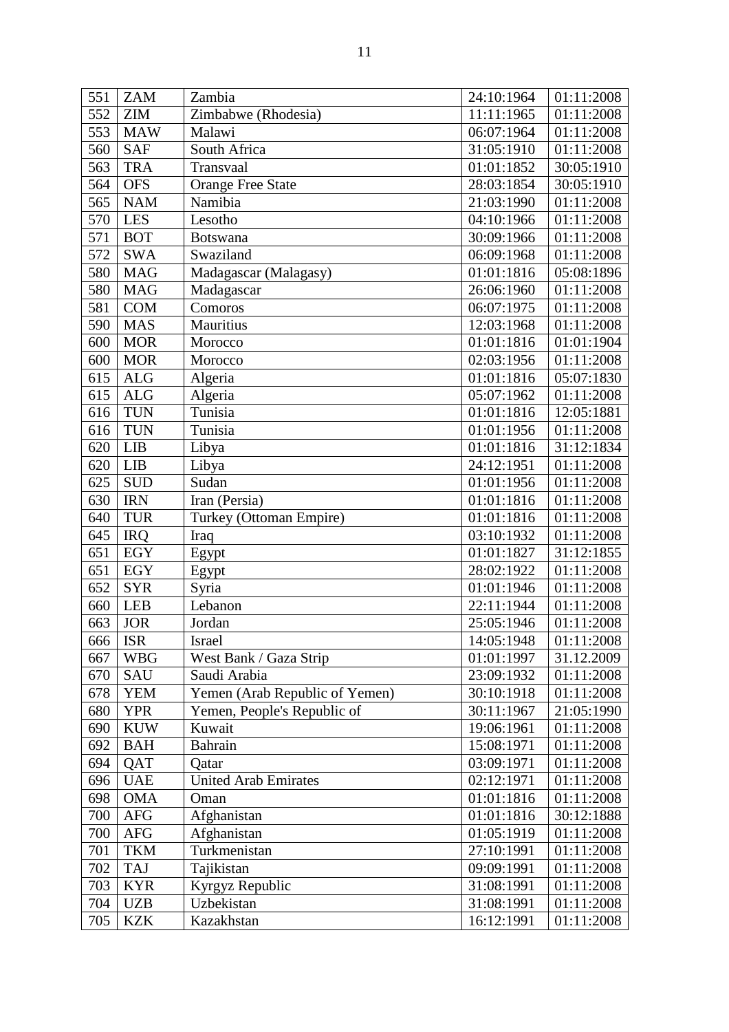| 551 | ZAM | Zambia | 24:10:1964 | 01:11:2008 |
|---|---|---|---|---|
| 552 | ZIM | Zimbabwe (Rhodesia) | 11:11:1965 | 01:11:2008 |
| 553 | MAW | Malawi | 06:07:1964 | 01:11:2008 |
| 560 | SAF | South Africa | 31:05:1910 | 01:11:2008 |
| 563 | TRA | Transvaal | 01:01:1852 | 30:05:1910 |
| 564 | OFS | Orange Free State | 28:03:1854 | 30:05:1910 |
| 565 | NAM | Namibia | 21:03:1990 | 01:11:2008 |
| 570 | LES | Lesotho | 04:10:1966 | 01:11:2008 |
| 571 | BOT | Botswana | 30:09:1966 | 01:11:2008 |
| 572 | SWA | Swaziland | 06:09:1968 | 01:11:2008 |
| 580 | MAG | Madagascar (Malagasy) | 01:01:1816 | 05:08:1896 |
| 580 | MAG | Madagascar | 26:06:1960 | 01:11:2008 |
| 581 | COM | Comoros | 06:07:1975 | 01:11:2008 |
| 590 | MAS | Mauritius | 12:03:1968 | 01:11:2008 |
| 600 | MOR | Morocco | 01:01:1816 | 01:01:1904 |
| 600 | MOR | Morocco | 02:03:1956 | 01:11:2008 |
| 615 | ALG | Algeria | 01:01:1816 | 05:07:1830 |
| 615 | ALG | Algeria | 05:07:1962 | 01:11:2008 |
| 616 | TUN | Tunisia | 01:01:1816 | 12:05:1881 |
| 616 | TUN | Tunisia | 01:01:1956 | 01:11:2008 |
| 620 | LIB | Libya | 01:01:1816 | 31:12:1834 |
| 620 | LIB | Libya | 24:12:1951 | 01:11:2008 |
| 625 | SUD | Sudan | 01:01:1956 | 01:11:2008 |
| 630 | IRN | Iran (Persia) | 01:01:1816 | 01:11:2008 |
| 640 | TUR | Turkey (Ottoman Empire) | 01:01:1816 | 01:11:2008 |
| 645 | IRQ | Iraq | 03:10:1932 | 01:11:2008 |
| 651 | EGY | Egypt | 01:01:1827 | 31:12:1855 |
| 651 | EGY | Egypt | 28:02:1922 | 01:11:2008 |
| 652 | SYR | Syria | 01:01:1946 | 01:11:2008 |
| 660 | LEB | Lebanon | 22:11:1944 | 01:11:2008 |
| 663 | JOR | Jordan | 25:05:1946 | 01:11:2008 |
| 666 | ISR | Israel | 14:05:1948 | 01:11:2008 |
| 667 | WBG | West Bank / Gaza Strip | 01:01:1997 | 31.12.2009 |
| 670 | SAU | Saudi Arabia | 23:09:1932 | 01:11:2008 |
| 678 | YEM | Yemen (Arab Republic of Yemen) | 30:10:1918 | 01:11:2008 |
| 680 | YPR | Yemen, People's Republic of | 30:11:1967 | 21:05:1990 |
| 690 | KUW | Kuwait | 19:06:1961 | 01:11:2008 |
| 692 | BAH | Bahrain | 15:08:1971 | 01:11:2008 |
| 694 | QAT | Qatar | 03:09:1971 | 01:11:2008 |
| 696 | UAE | United Arab Emirates | 02:12:1971 | 01:11:2008 |
| 698 | OMA | Oman | 01:01:1816 | 01:11:2008 |
| 700 | AFG | Afghanistan | 01:01:1816 | 30:12:1888 |
| 700 | AFG | Afghanistan | 01:05:1919 | 01:11:2008 |
| 701 | TKM | Turkmenistan | 27:10:1991 | 01:11:2008 |
| 702 | TAJ | Tajikistan | 09:09:1991 | 01:11:2008 |
| 703 | KYR | Kyrgyz Republic | 31:08:1991 | 01:11:2008 |
| 704 | UZB | Uzbekistan | 31:08:1991 | 01:11:2008 |
| 705 | KZK | Kazakhstan | 16:12:1991 | 01:11:2008 |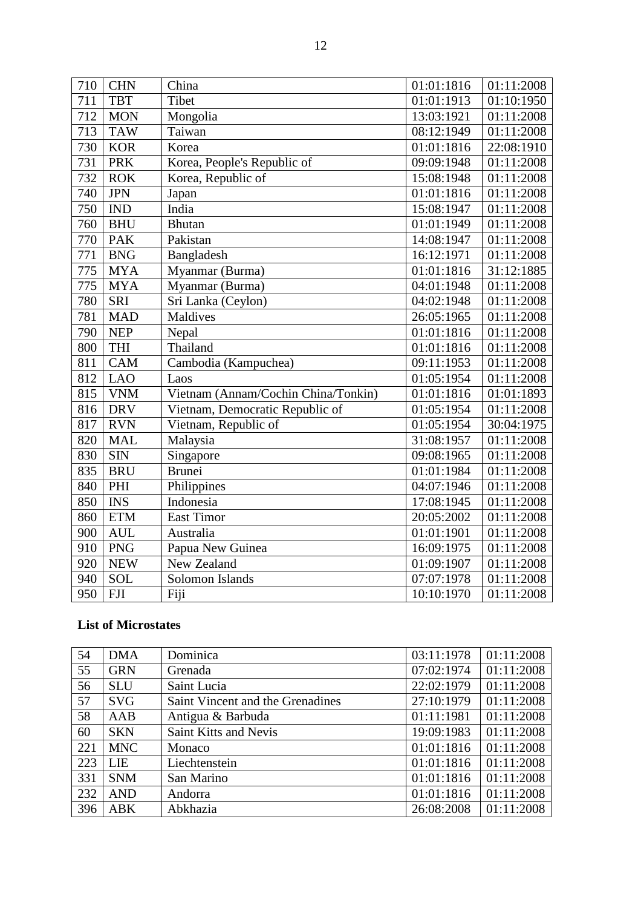| 710 | CHN | China | 01:01:1816 | 01:11:2008 |
|---|---|---|---|---|
| 711 | TBT | Tibet | 01:01:1913 | 01:10:1950 |
| 712 | MON | Mongolia | 13:03:1921 | 01:11:2008 |
| 713 | TAW | Taiwan | 08:12:1949 | 01:11:2008 |
| 730 | KOR | Korea | 01:01:1816 | 22:08:1910 |
| 731 | PRK | Korea, People's Republic of | 09:09:1948 | 01:11:2008 |
| 732 | ROK | Korea, Republic of | 15:08:1948 | 01:11:2008 |
| 740 | JPN | Japan | 01:01:1816 | 01:11:2008 |
| 750 | IND | India | 15:08:1947 | 01:11:2008 |
| 760 | BHU | Bhutan | 01:01:1949 | 01:11:2008 |
| 770 | PAK | Pakistan | 14:08:1947 | 01:11:2008 |
| 771 | BNG | Bangladesh | 16:12:1971 | 01:11:2008 |
| 775 | MYA | Myanmar (Burma) | 01:01:1816 | 31:12:1885 |
| 775 | MYA | Myanmar (Burma) | 04:01:1948 | 01:11:2008 |
| 780 | SRI | Sri Lanka (Ceylon) | 04:02:1948 | 01:11:2008 |
| 781 | MAD | Maldives | 26:05:1965 | 01:11:2008 |
| 790 | NEP | Nepal | 01:01:1816 | 01:11:2008 |
| 800 | THI | Thailand | 01:01:1816 | 01:11:2008 |
| 811 | CAM | Cambodia (Kampuchea) | 09:11:1953 | 01:11:2008 |
| 812 | LAO | Laos | 01:05:1954 | 01:11:2008 |
| 815 | VNM | Vietnam (Annam/Cochin China/Tonkin) | 01:01:1816 | 01:01:1893 |
| 816 | DRV | Vietnam, Democratic Republic of | 01:05:1954 | 01:11:2008 |
| 817 | RVN | Vietnam, Republic of | 01:05:1954 | 30:04:1975 |
| 820 | MAL | Malaysia | 31:08:1957 | 01:11:2008 |
| 830 | SIN | Singapore | 09:08:1965 | 01:11:2008 |
| 835 | BRU | Brunei | 01:01:1984 | 01:11:2008 |
| 840 | PHI | Philippines | 04:07:1946 | 01:11:2008 |
| 850 | INS | Indonesia | 17:08:1945 | 01:11:2008 |
| 860 | ETM | East Timor | 20:05:2002 | 01:11:2008 |
| 900 | AUL | Australia | 01:01:1901 | 01:11:2008 |
| 910 | PNG | Papua New Guinea | 16:09:1975 | 01:11:2008 |
| 920 | NEW | New Zealand | 01:09:1907 | 01:11:2008 |
| 940 | SOL | Solomon Islands | 07:07:1978 | 01:11:2008 |
| 950 | FJI | Fiji | 10:10:1970 | 01:11:2008 |

**List of Microstates**

| 54 | DMA | Dominica | 03:11:1978 | 01:11:2008 |
|---|---|---|---|---|
| 55 | GRN | Grenada | 07:02:1974 | 01:11:2008 |
| 56 | SLU | Saint Lucia | 22:02:1979 | 01:11:2008 |
| 57 | SVG | Saint Vincent and the Grenadines | 27:10:1979 | 01:11:2008 |
| 58 | AAB | Antigua & Barbuda | 01:11:1981 | 01:11:2008 |
| 60 | SKN | Saint Kitts and Nevis | 19:09:1983 | 01:11:2008 |
| 221 | MNC | Monaco | 01:01:1816 | 01:11:2008 |
| 223 | LIE | Liechtenstein | 01:01:1816 | 01:11:2008 |
| 331 | SNM | San Marino | 01:01:1816 | 01:11:2008 |
| 232 | AND | Andorra | 01:01:1816 | 01:11:2008 |
| 396 | ABK | Abkhazia | 26:08:2008 | 01:11:2008 |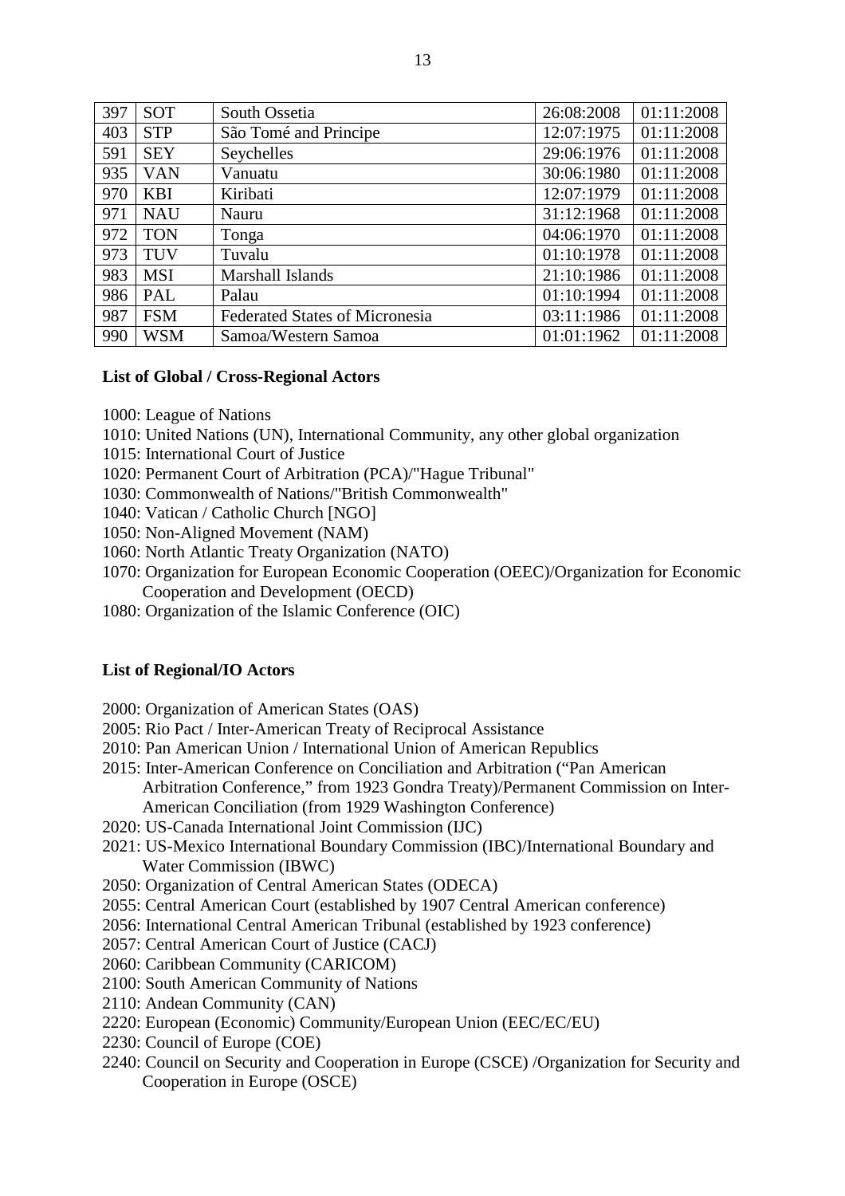| 397 | SOT | South Ossetia | 26:08:2008 | 01:11:2008 |
|---|---|---|---|---|
| 403 | STP | São Tomé and Principe | 12:07:1975 | 01:11:2008 |
| 591 | SEY | Seychelles | 29:06:1976 | 01:11:2008 |
| 935 | VAN | Vanuatu | 30:06:1980 | 01:11:2008 |
| 970 | KBI | Kiribati | 12:07:1979 | 01:11:2008 |
| 971 | NAU | Nauru | 31:12:1968 | 01:11:2008 |
| 972 | TON | Tonga | 04:06:1970 | 01:11:2008 |
| 973 | TUV | Tuvalu | 01:10:1978 | 01:11:2008 |
| 983 | MSI | Marshall Islands | 21:10:1986 | 01:11:2008 |
| 986 | PAL | Palau | 01:10:1994 | 01:11:2008 |
| 987 | FSM | Federated States of Micronesia | 03:11:1986 | 01:11:2008 |
| 990 | WSM | Samoa/Western Samoa | 01:01:1962 | 01:11:2008 |

**List of Global / Cross-Regional Actors**

1000: League of Nations
1010: United Nations (UN), International Community, any other global organization
1015: International Court of Justice
1020: Permanent Court of Arbitration (PCA)/"Hague Tribunal"
1030: Commonwealth of Nations/"British Commonwealth"
1040: Vatican / Catholic Church [NGO]
1050: Non-Aligned Movement (NAM)
1060: North Atlantic Treaty Organization (NATO)
1070: Organization for European Economic Cooperation (OEEC)/Organization for Economic Cooperation and Development (OECD)
1080: Organization of the Islamic Conference (OIC)

**List of Regional/IO Actors**

2000: Organization of American States (OAS)
2005: Rio Pact / Inter-American Treaty of Reciprocal Assistance
2010: Pan American Union / International Union of American Republics
2015: Inter-American Conference on Conciliation and Arbitration ("Pan American Arbitration Conference," from 1923 Gondra Treaty)/Permanent Commission on Inter-American Conciliation (from 1929 Washington Conference)
2020: US-Canada International Joint Commission (IJC)
2021: US-Mexico International Boundary Commission (IBC)/International Boundary and Water Commission (IBWC)
2050: Organization of Central American States (ODECA)
2055: Central American Court (established by 1907 Central American conference)
2056: International Central American Tribunal (established by 1923 conference)
2057: Central American Court of Justice (CACJ)
2060: Caribbean Community (CARICOM)
2100: South American Community of Nations
2110: Andean Community (CAN)
2220: European (Economic) Community/European Union (EEC/EC/EU)
2230: Council of Europe (COE)
2240: Council on Security and Cooperation in Europe (CSCE) /Organization for Security and Cooperation in Europe (OSCE)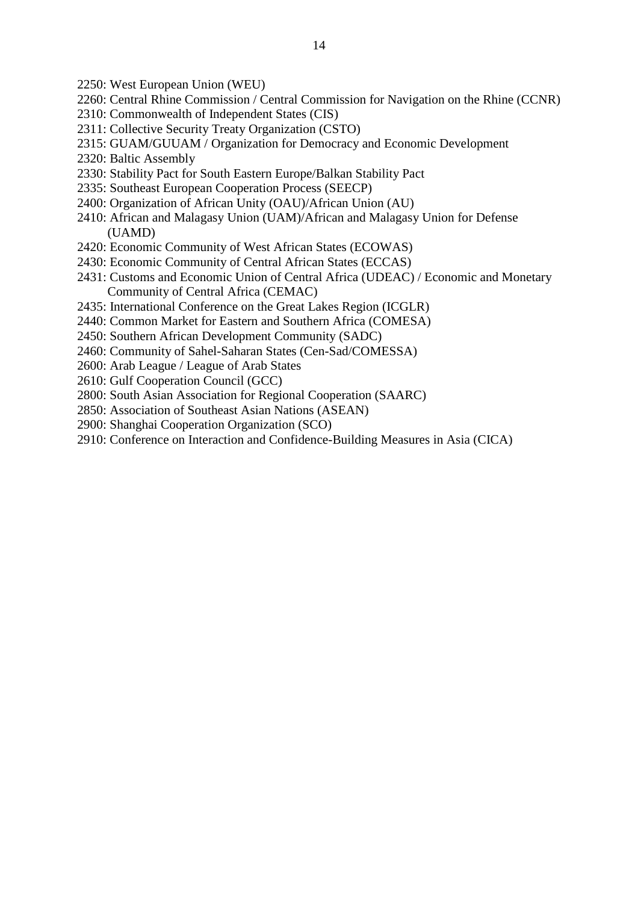2250: West European Union (WEU)
2260: Central Rhine Commission / Central Commission for Navigation on the Rhine (CCNR)
2310: Commonwealth of Independent States (CIS)
2311: Collective Security Treaty Organization (CSTO)
2315: GUAM/GUUAM / Organization for Democracy and Economic Development
2320: Baltic Assembly
2330: Stability Pact for South Eastern Europe/Balkan Stability Pact
2335: Southeast European Cooperation Process (SEECP)
2400: Organization of African Unity (OAU)/African Union (AU)
2410: African and Malagasy Union (UAM)/African and Malagasy Union for Defense (UAMD)
2420: Economic Community of West African States (ECOWAS)
2430: Economic Community of Central African States (ECCAS)
2431: Customs and Economic Union of Central Africa (UDEAC) / Economic and Monetary Community of Central Africa (CEMAC)
2435: International Conference on the Great Lakes Region (ICGLR)
2440: Common Market for Eastern and Southern Africa (COMESA)
2450: Southern African Development Community (SADC)
2460: Community of Sahel-Saharan States (Cen-Sad/COMESSA)
2600: Arab League / League of Arab States
2610: Gulf Cooperation Council (GCC)
2800: South Asian Association for Regional Cooperation (SAARC)
2850: Association of Southeast Asian Nations (ASEAN)
2900: Shanghai Cooperation Organization (SCO)
2910: Conference on Interaction and Confidence-Building Measures in Asia (CICA)